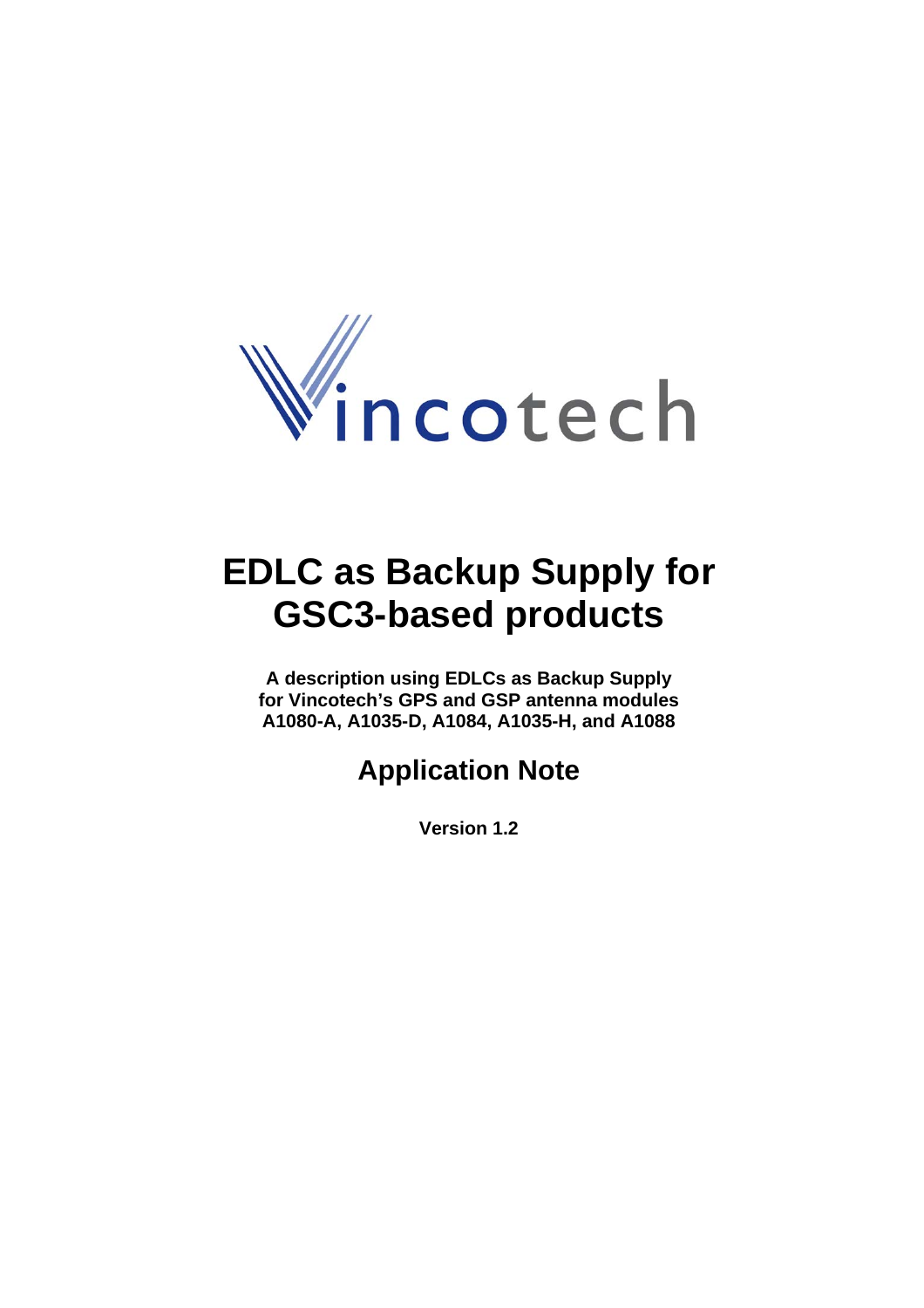# EDLC as Backup Supply for GSC3-based products

**A description using EDLCs as Backup Supply for Vincotech's GPS and GSP antenna modules A1080-A, A1035-D, A1084, A1035-H, and A1088**

## Application Note

**Version 1.2**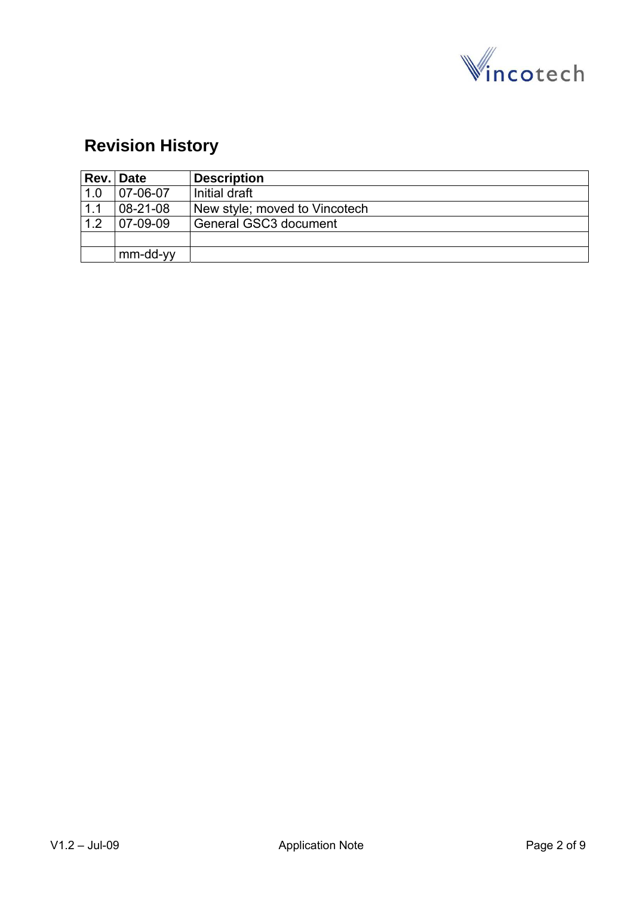## Revision History

| Rev. | Date | Description |
|---|---|---|
| 1.0 | 07-06-07 | Initial draft |
| 1.1 | 08-21-08 | New style; moved to Vincotech |
| 1.2 | 07-09-09 | General GSC3 document |
| | | |
| | mm-dd-yy | |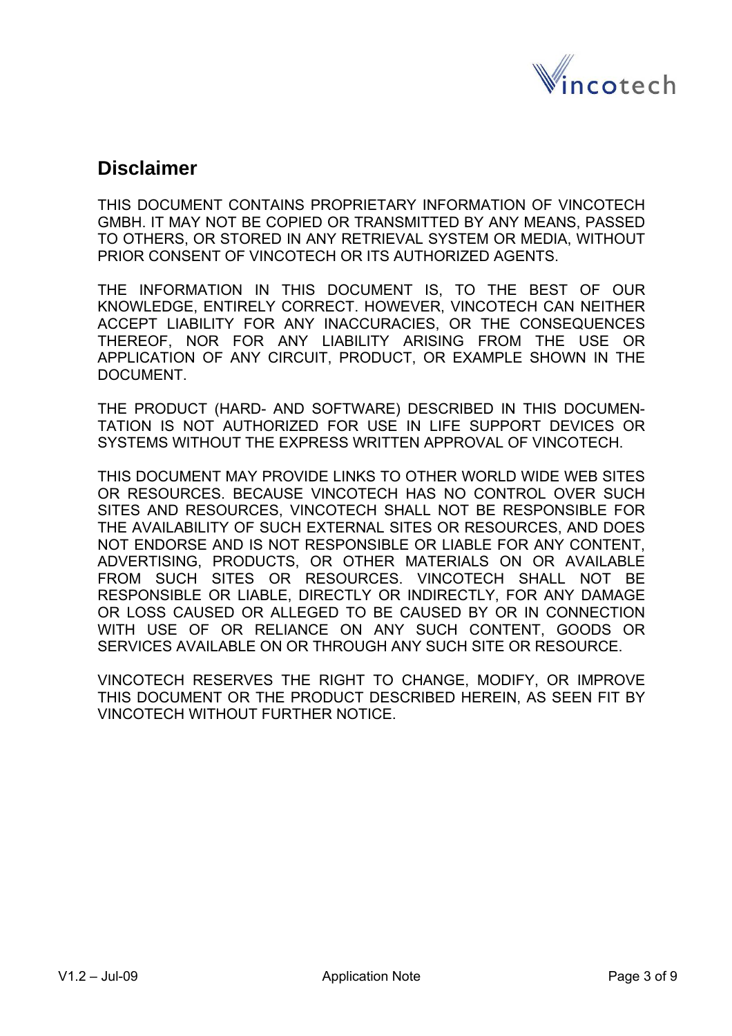# Disclaimer

THIS DOCUMENT CONTAINS PROPRIETARY INFORMATION OF VINCOTECH GMBH. IT MAY NOT BE COPIED OR TRANSMITTED BY ANY MEANS, PASSED TO OTHERS, OR STORED IN ANY RETRIEVAL SYSTEM OR MEDIA, WITHOUT PRIOR CONSENT OF VINCOTECH OR ITS AUTHORIZED AGENTS.

THE INFORMATION IN THIS DOCUMENT IS, TO THE BEST OF OUR KNOWLEDGE, ENTIRELY CORRECT. HOWEVER, VINCOTECH CAN NEITHER ACCEPT LIABILITY FOR ANY INACCURACIES, OR THE CONSEQUENCES THEREOF, NOR FOR ANY LIABILITY ARISING FROM THE USE OR APPLICATION OF ANY CIRCUIT, PRODUCT, OR EXAMPLE SHOWN IN THE DOCUMENT.

THE PRODUCT (HARD- AND SOFTWARE) DESCRIBED IN THIS DOCUMENTATION IS NOT AUTHORIZED FOR USE IN LIFE SUPPORT DEVICES OR SYSTEMS WITHOUT THE EXPRESS WRITTEN APPROVAL OF VINCOTECH.

THIS DOCUMENT MAY PROVIDE LINKS TO OTHER WORLD WIDE WEB SITES OR RESOURCES. BECAUSE VINCOTECH HAS NO CONTROL OVER SUCH SITES AND RESOURCES, VINCOTECH SHALL NOT BE RESPONSIBLE FOR THE AVAILABILITY OF SUCH EXTERNAL SITES OR RESOURCES, AND DOES NOT ENDORSE AND IS NOT RESPONSIBLE OR LIABLE FOR ANY CONTENT, ADVERTISING, PRODUCTS, OR OTHER MATERIALS ON OR AVAILABLE FROM SUCH SITES OR RESOURCES. VINCOTECH SHALL NOT BE RESPONSIBLE OR LIABLE, DIRECTLY OR INDIRECTLY, FOR ANY DAMAGE OR LOSS CAUSED OR ALLEGED TO BE CAUSED BY OR IN CONNECTION WITH USE OF OR RELIANCE ON ANY SUCH CONTENT, GOODS OR SERVICES AVAILABLE ON OR THROUGH ANY SUCH SITE OR RESOURCE.

VINCOTECH RESERVES THE RIGHT TO CHANGE, MODIFY, OR IMPROVE THIS DOCUMENT OR THE PRODUCT DESCRIBED HEREIN, AS SEEN FIT BY VINCOTECH WITHOUT FURTHER NOTICE.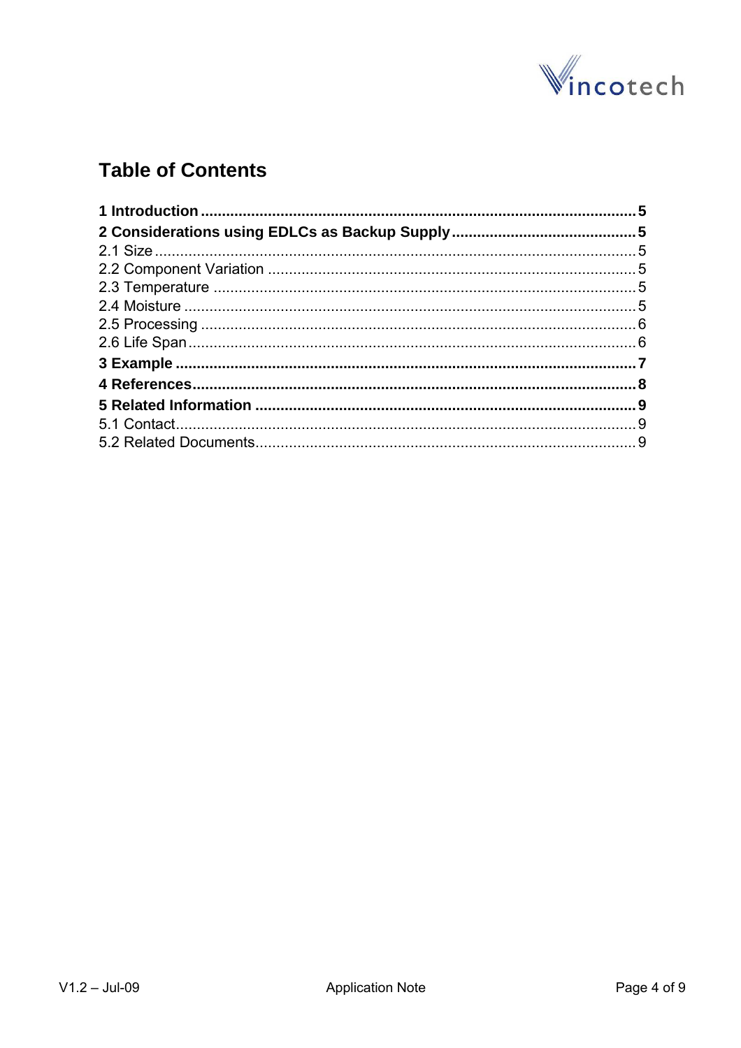# Table of Contents

**1 Introduction** ....................................................................................................... **5**

**2 Considerations using EDLCs as Backup Supply** ............................................ **5**

2.1 Size ..................................................................................................................... 5

2.2 Component Variation ........................................................................................ 5

2.3 Temperature ....................................................................................................... 5

2.4 Moisture ............................................................................................................. 5

2.5 Processing ......................................................................................................... 6

2.6 Life Span ............................................................................................................ 6

**3 Example** .............................................................................................................. **7**

**4 References** .......................................................................................................... **8**

**5 Related Information** .......................................................................................... **9**

5.1 Contact ............................................................................................................... 9

5.2 Related Documents ........................................................................................... 9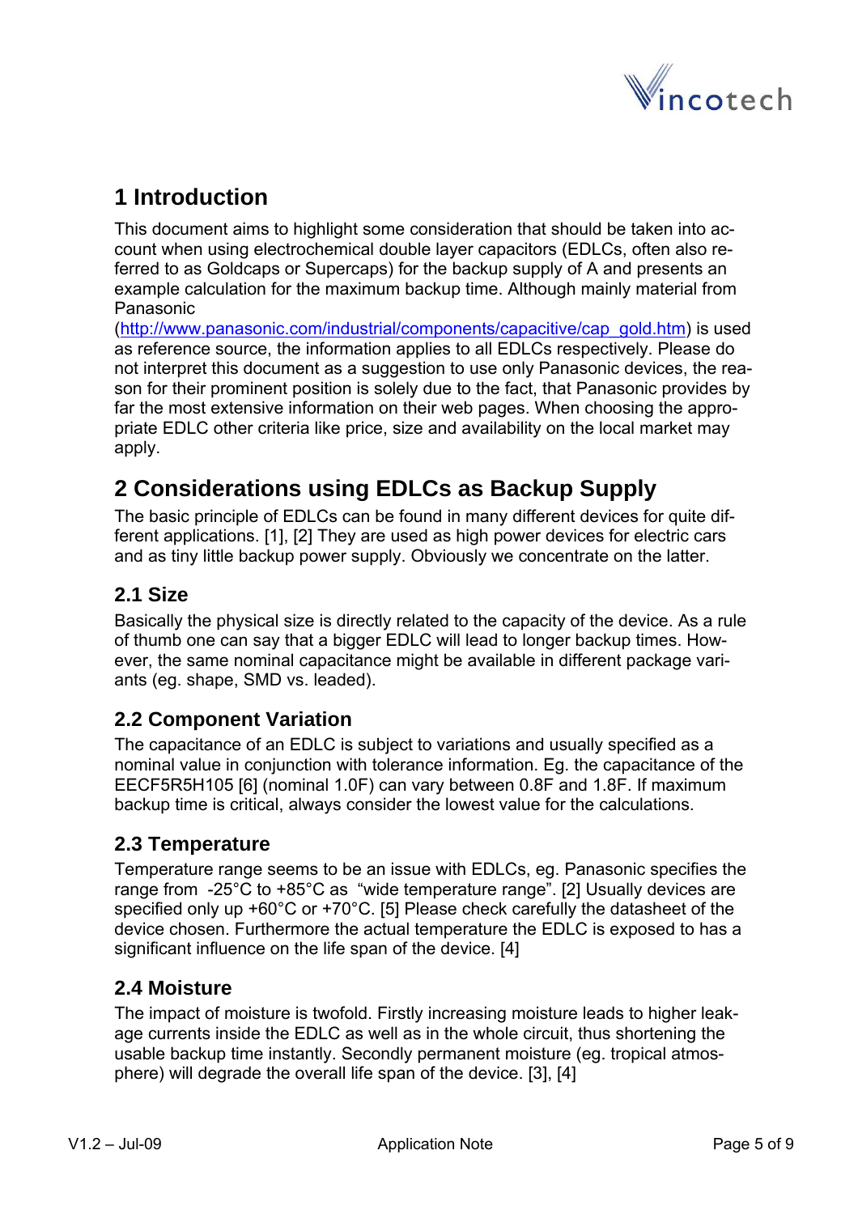# 1 Introduction

This document aims to highlight some consideration that should be taken into account when using electrochemical double layer capacitors (EDLCs, often also referred to as Goldcaps or Supercaps) for the backup supply of A and presents an example calculation for the maximum backup time. Although mainly material from Panasonic (http://www.panasonic.com/industrial/components/capacitive/cap_gold.htm) is used as reference source, the information applies to all EDLCs respectively. Please do not interpret this document as a suggestion to use only Panasonic devices, the reason for their prominent position is solely due to the fact, that Panasonic provides by far the most extensive information on their web pages. When choosing the appropriate EDLC other criteria like price, size and availability on the local market may apply.

# 2 Considerations using EDLCs as Backup Supply

The basic principle of EDLCs can be found in many different devices for quite different applications. [1], [2] They are used as high power devices for electric cars and as tiny little backup power supply. Obviously we concentrate on the latter.

## 2.1 Size

Basically the physical size is directly related to the capacity of the device. As a rule of thumb one can say that a bigger EDLC will lead to longer backup times. However, the same nominal capacitance might be available in different package variants (eg. shape, SMD vs. leaded).

## 2.2 Component Variation

The capacitance of an EDLC is subject to variations and usually specified as a nominal value in conjunction with tolerance information. Eg. the capacitance of the EECF5R5H105 [6] (nominal 1.0F) can vary between 0.8F and 1.8F. If maximum backup time is critical, always consider the lowest value for the calculations.

## 2.3 Temperature

Temperature range seems to be an issue with EDLCs, eg. Panasonic specifies the range from -25°C to +85°C as "wide temperature range". [2] Usually devices are specified only up +60°C or +70°C. [5] Please check carefully the datasheet of the device chosen. Furthermore the actual temperature the EDLC is exposed to has a significant influence on the life span of the device. [4]

## 2.4 Moisture

The impact of moisture is twofold. Firstly increasing moisture leads to higher leakage currents inside the EDLC as well as in the whole circuit, thus shortening the usable backup time instantly. Secondly permanent moisture (eg. tropical atmosphere) will degrade the overall life span of the device. [3], [4]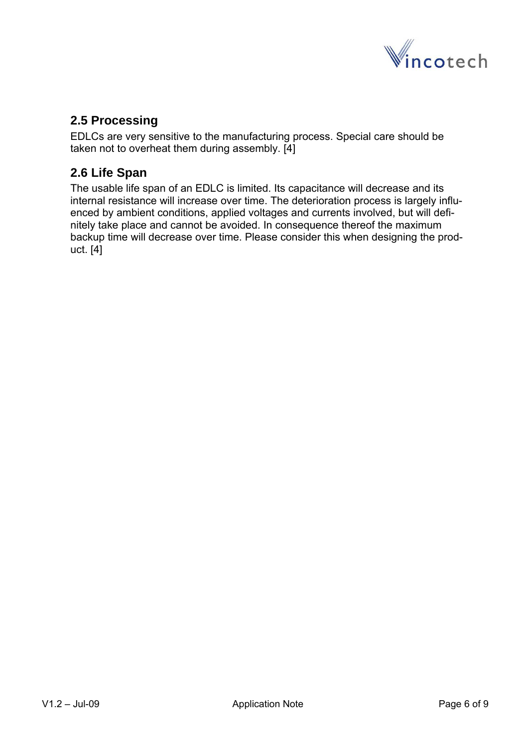## 2.5 Processing

EDLCs are very sensitive to the manufacturing process. Special care should be taken not to overheat them during assembly. [4]

## 2.6 Life Span

The usable life span of an EDLC is limited. Its capacitance will decrease and its internal resistance will increase over time. The deterioration process is largely influenced by ambient conditions, applied voltages and currents involved, but will definitely take place and cannot be avoided. In consequence thereof the maximum backup time will decrease over time. Please consider this when designing the product. [4]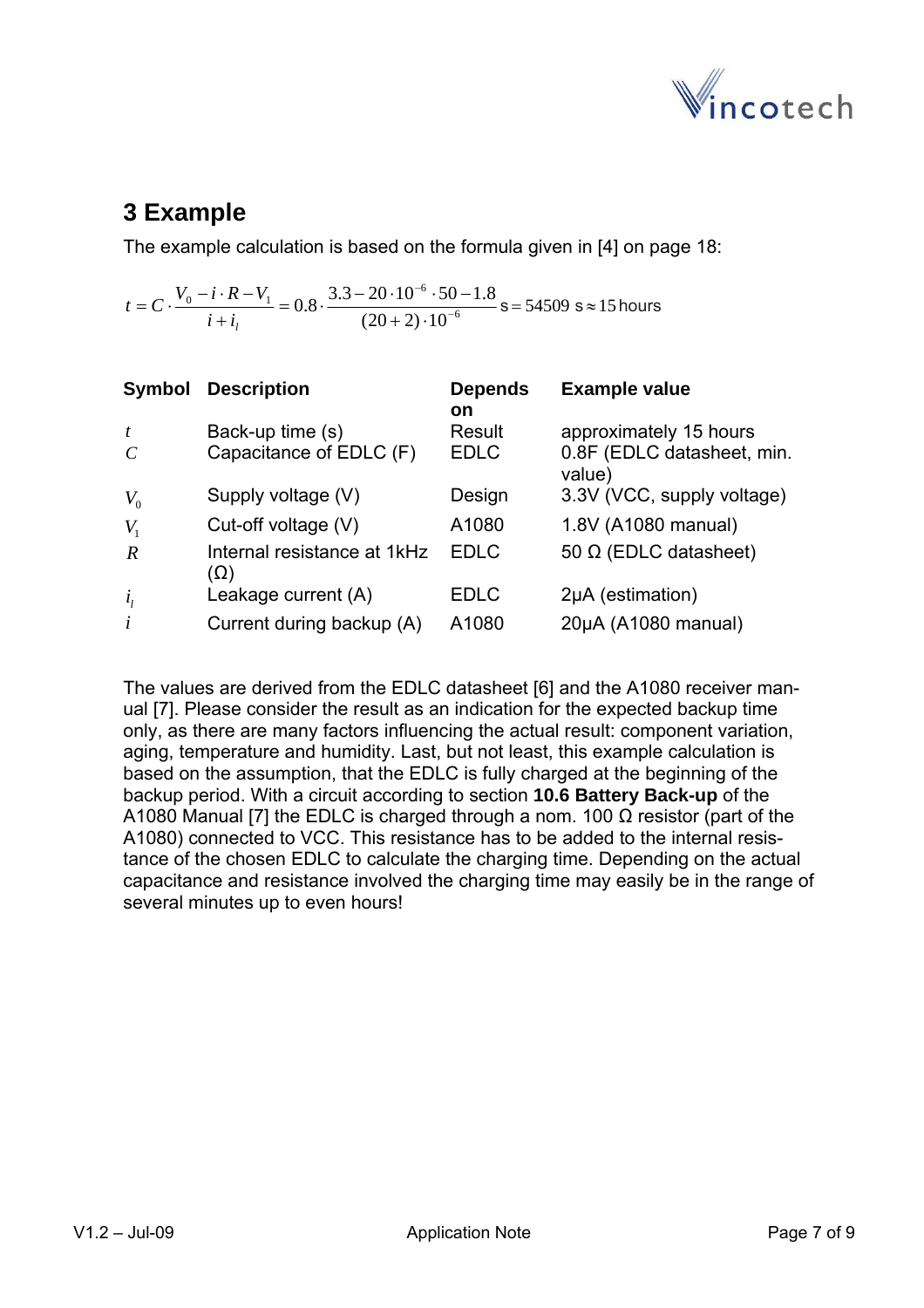# 3 Example

The example calculation is based on the formula given in [4] on page 18:

$$t = C \cdot \frac{V_0 - i \cdot R - V_1}{i + i_l} = 0.8 \cdot \frac{3.3 - 20 \cdot 10^{-6} \cdot 50 - 1.8}{(20+2) \cdot 10^{-6}} \text{ s} = 54509 \text{ s} \approx 15 \text{ hours}$$

| Symbol | Description | Depends on | Example value |
|---|---|---|---|
| $t$ | Back-up time (s) | Result | approximately 15 hours |
| $C$ | Capacitance of EDLC (F) | EDLC | 0.8F (EDLC datasheet, min. value) |
| $V_0$ | Supply voltage (V) | Design | 3.3V (VCC, supply voltage) |
| $V_1$ | Cut-off voltage (V) | A1080 | 1.8V (A1080 manual) |
| $R$ | Internal resistance at 1kHz (Ω) | EDLC | 50 Ω (EDLC datasheet) |
| $i_l$ | Leakage current (A) | EDLC | 2µA (estimation) |
| $i$ | Current during backup (A) | A1080 | 20µA (A1080 manual) |

The values are derived from the EDLC datasheet [6] and the A1080 receiver manual [7]. Please consider the result as an indication for the expected backup time only, as there are many factors influencing the actual result: component variation, aging, temperature and humidity. Last, but not least, this example calculation is based on the assumption, that the EDLC is fully charged at the beginning of the backup period. With a circuit according to section **10.6 Battery Back-up** of the A1080 Manual [7] the EDLC is charged through a nom. 100 Ω resistor (part of the A1080) connected to VCC. This resistance has to be added to the internal resistance of the chosen EDLC to calculate the charging time. Depending on the actual capacitance and resistance involved the charging time may easily be in the range of several minutes up to even hours!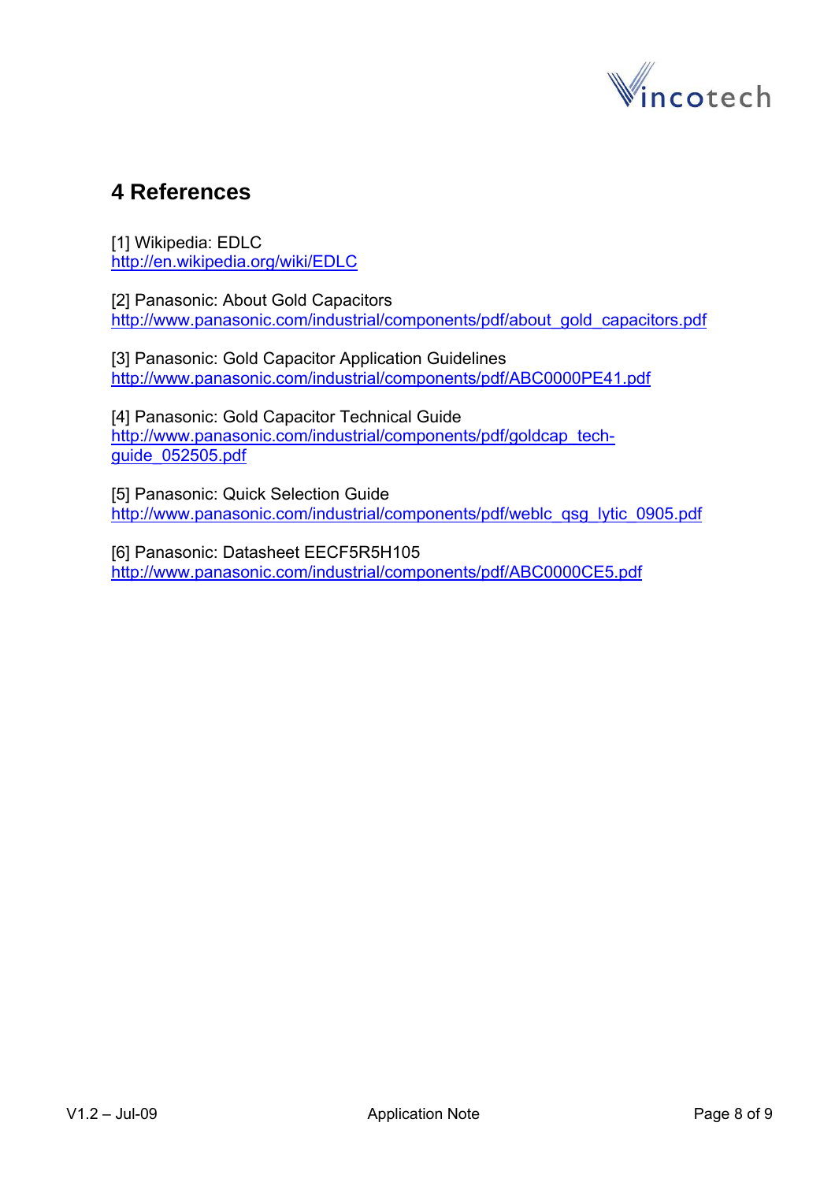# 4 References

[1] Wikipedia: EDLC
http://en.wikipedia.org/wiki/EDLC

[2] Panasonic: About Gold Capacitors
http://www.panasonic.com/industrial/components/pdf/about_gold_capacitors.pdf

[3] Panasonic: Gold Capacitor Application Guidelines
http://www.panasonic.com/industrial/components/pdf/ABC0000PE41.pdf

[4] Panasonic: Gold Capacitor Technical Guide
http://www.panasonic.com/industrial/components/pdf/goldcap_tech-guide_052505.pdf

[5] Panasonic: Quick Selection Guide
http://www.panasonic.com/industrial/components/pdf/weblc_qsg_lytic_0905.pdf

[6] Panasonic: Datasheet EECF5R5H105
http://www.panasonic.com/industrial/components/pdf/ABC0000CE5.pdf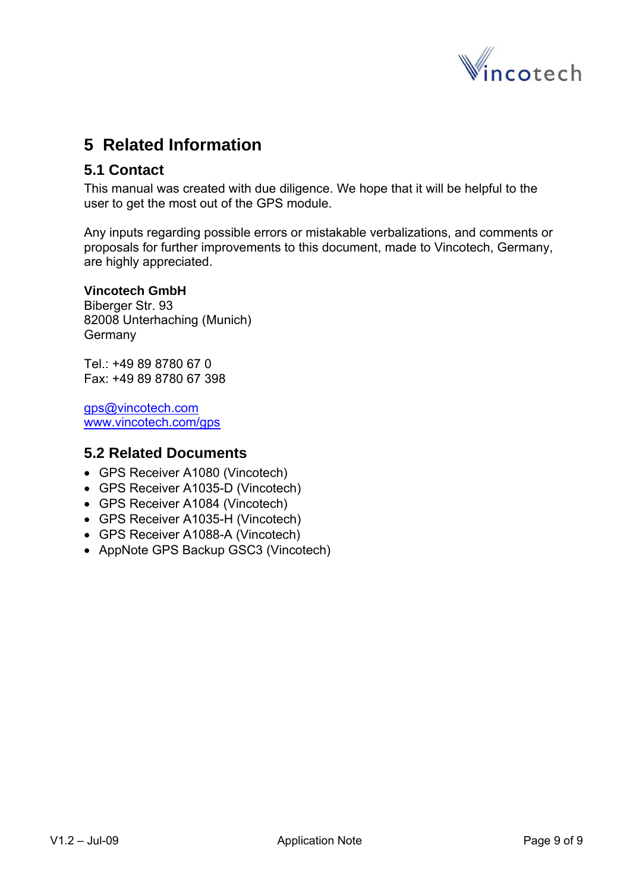# 5 Related Information

## 5.1 Contact

This manual was created with due diligence. We hope that it will be helpful to the user to get the most out of the GPS module.

Any inputs regarding possible errors or mistakable verbalizations, and comments or proposals for further improvements to this document, made to Vincotech, Germany, are highly appreciated.

**Vincotech GmbH**
Biberger Str. 93
82008 Unterhaching (Munich)
Germany

Tel.: +49 89 8780 67 0
Fax: +49 89 8780 67 398

gps@vincotech.com
www.vincotech.com/gps

## 5.2 Related Documents

- GPS Receiver A1080 (Vincotech)
- GPS Receiver A1035-D (Vincotech)
- GPS Receiver A1084 (Vincotech)
- GPS Receiver A1035-H (Vincotech)
- GPS Receiver A1088-A (Vincotech)
- AppNote GPS Backup GSC3 (Vincotech)